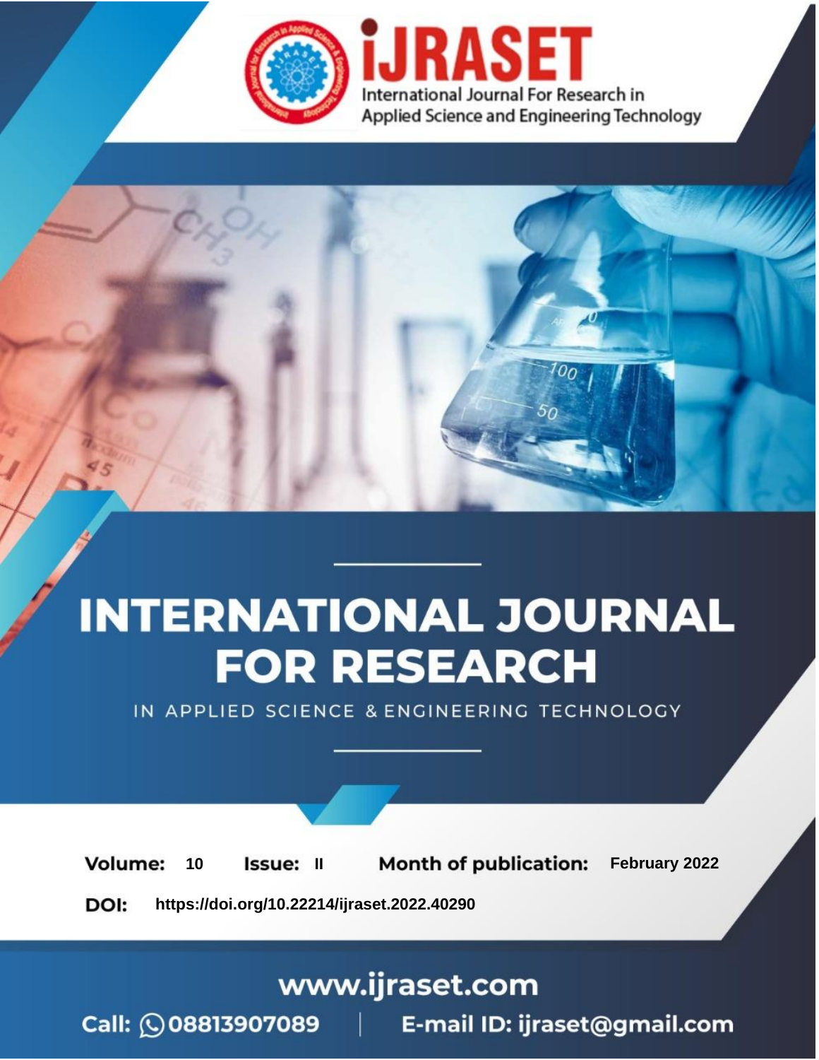iJRASET

International Journal For Research in Applied Science and Engineering Technology

# INTERNATIONAL JOURNAL FOR RESEARCH

IN APPLIED SCIENCE & ENGINEERING TECHNOLOGY

**Volume:** 10 **Issue:** II **Month of publication:** February 2022

**DOI:** https://doi.org/10.22214/ijraset.2022.40290

www.ijraset.com

Call: 08813907089 | E-mail ID: ijraset@gmail.com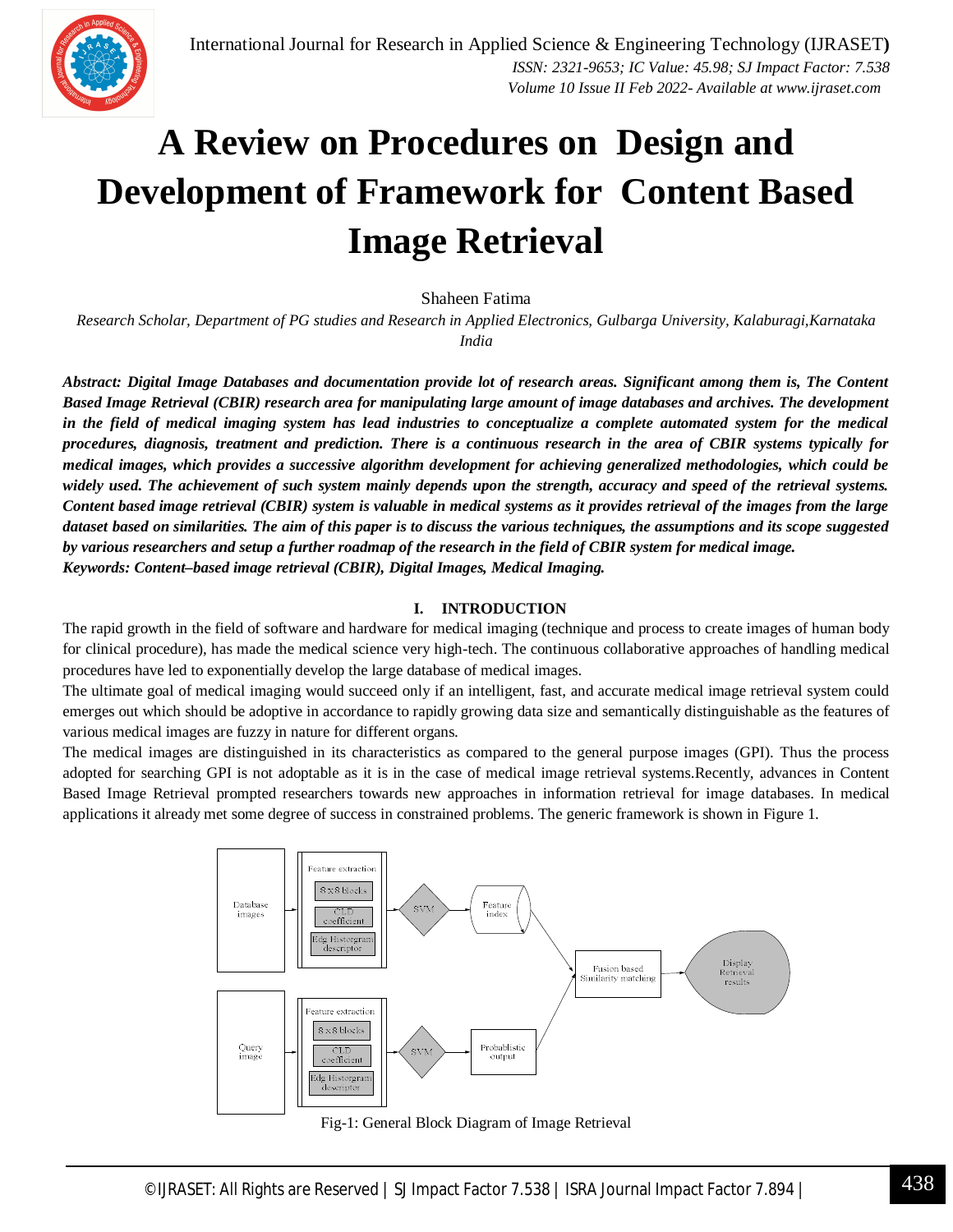# A Review on Procedures on Design and Development of Framework for Content Based Image Retrieval

Shaheen Fatima

*Research Scholar, Department of PG studies and Research in Applied Electronics, Gulbarga University, Kalaburagi,Karnataka India*

***Abstract: Digital Image Databases and documentation provide lot of research areas. Significant among them is, The Content Based Image Retrieval (CBIR) research area for manipulating large amount of image databases and archives. The development in the field of medical imaging system has lead industries to conceptualize a complete automated system for the medical procedures, diagnosis, treatment and prediction. There is a continuous research in the area of CBIR systems typically for medical images, which provides a successive algorithm development for achieving generalized methodologies, which could be widely used. The achievement of such system mainly depends upon the strength, accuracy and speed of the retrieval systems. Content based image retrieval (CBIR) system is valuable in medical systems as it provides retrieval of the images from the large dataset based on similarities. The aim of this paper is to discuss the various techniques, the assumptions and its scope suggested by various researchers and setup a further roadmap of the research in the field of CBIR system for medical image.***

***Keywords: Content–based image retrieval (CBIR), Digital Images, Medical Imaging.***

## I. INTRODUCTION

The rapid growth in the field of software and hardware for medical imaging (technique and process to create images of human body for clinical procedure), has made the medical science very high-tech. The continuous collaborative approaches of handling medical procedures have led to exponentially develop the large database of medical images.

The ultimate goal of medical imaging would succeed only if an intelligent, fast, and accurate medical image retrieval system could emerges out which should be adoptive in accordance to rapidly growing data size and semantically distinguishable as the features of various medical images are fuzzy in nature for different organs.

The medical images are distinguished in its characteristics as compared to the general purpose images (GPI). Thus the process adopted for searching GPI is not adoptable as it is in the case of medical image retrieval systems.Recently, advances in Content Based Image Retrieval prompted researchers towards new approaches in information retrieval for image databases. In medical applications it already met some degree of success in constrained problems. The generic framework is shown in Figure 1.

Fig-1: General Block Diagram of Image Retrieval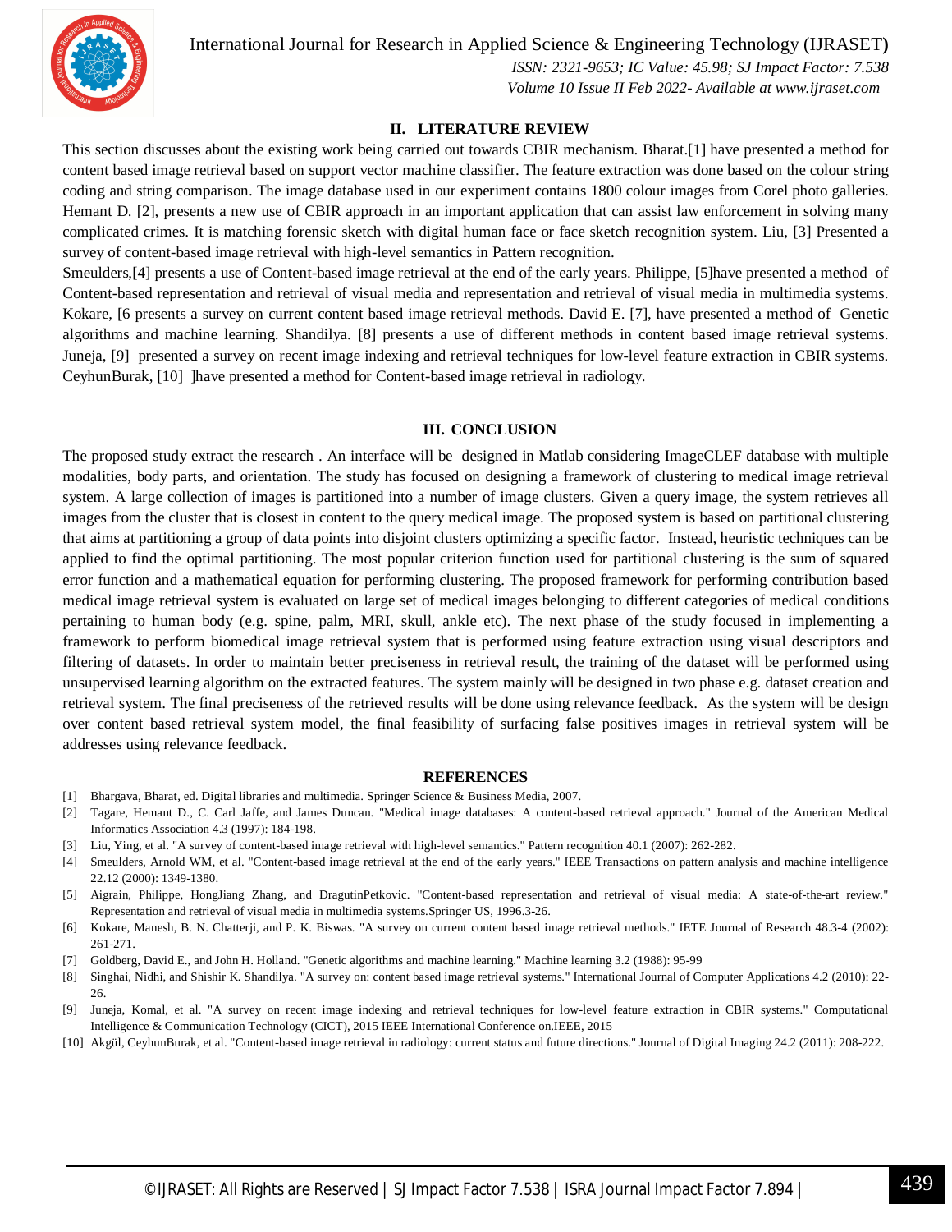## II. LITERATURE REVIEW

This section discusses about the existing work being carried out towards CBIR mechanism. Bharat.[1] have presented a method for content based image retrieval based on support vector machine classifier. The feature extraction was done based on the colour string coding and string comparison. The image database used in our experiment contains 1800 colour images from Corel photo galleries. Hemant D. [2], presents a new use of CBIR approach in an important application that can assist law enforcement in solving many complicated crimes. It is matching forensic sketch with digital human face or face sketch recognition system. Liu, [3] Presented a survey of content-based image retrieval with high-level semantics in Pattern recognition.

Smeulders,[4] presents a use of Content-based image retrieval at the end of the early years. Philippe, [5]have presented a method of Content-based representation and retrieval of visual media and representation and retrieval of visual media in multimedia systems. Kokare, [6 presents a survey on current content based image retrieval methods. David E. [7], have presented a method of Genetic algorithms and machine learning. Shandilya. [8] presents a use of different methods in content based image retrieval systems. Juneja, [9] presented a survey on recent image indexing and retrieval techniques for low-level feature extraction in CBIR systems. CeyhunBurak, [10] ]have presented a method for Content-based image retrieval in radiology.

## III. CONCLUSION

The proposed study extract the research . An interface will be designed in Matlab considering ImageCLEF database with multiple modalities, body parts, and orientation. The study has focused on designing a framework of clustering to medical image retrieval system. A large collection of images is partitioned into a number of image clusters. Given a query image, the system retrieves all images from the cluster that is closest in content to the query medical image. The proposed system is based on partitional clustering that aims at partitioning a group of data points into disjoint clusters optimizing a specific factor. Instead, heuristic techniques can be applied to find the optimal partitioning. The most popular criterion function used for partitional clustering is the sum of squared error function and a mathematical equation for performing clustering. The proposed framework for performing contribution based medical image retrieval system is evaluated on large set of medical images belonging to different categories of medical conditions pertaining to human body (e.g. spine, palm, MRI, skull, ankle etc). The next phase of the study focused in implementing a framework to perform biomedical image retrieval system that is performed using feature extraction using visual descriptors and filtering of datasets. In order to maintain better preciseness in retrieval result, the training of the dataset will be performed using unsupervised learning algorithm on the extracted features. The system mainly will be designed in two phase e.g. dataset creation and retrieval system. The final preciseness of the retrieved results will be done using relevance feedback. As the system will be design over content based retrieval system model, the final feasibility of surfacing false positives images in retrieval system will be addresses using relevance feedback.

## REFERENCES

[1] Bhargava, Bharat, ed. Digital libraries and multimedia. Springer Science & Business Media, 2007.

[2] Tagare, Hemant D., C. Carl Jaffe, and James Duncan. "Medical image databases: A content-based retrieval approach." Journal of the American Medical Informatics Association 4.3 (1997): 184-198.

[3] Liu, Ying, et al. "A survey of content-based image retrieval with high-level semantics." Pattern recognition 40.1 (2007): 262-282.

[4] Smeulders, Arnold WM, et al. "Content-based image retrieval at the end of the early years." IEEE Transactions on pattern analysis and machine intelligence 22.12 (2000): 1349-1380.

[5] Aigrain, Philippe, HongJiang Zhang, and DragutinPetkovic. "Content-based representation and retrieval of visual media: A state-of-the-art review." Representation and retrieval of visual media in multimedia systems.Springer US, 1996.3-26.

[6] Kokare, Manesh, B. N. Chatterji, and P. K. Biswas. "A survey on current content based image retrieval methods." IETE Journal of Research 48.3-4 (2002): 261-271.

[7] Goldberg, David E., and John H. Holland. "Genetic algorithms and machine learning." Machine learning 3.2 (1988): 95-99

[8] Singhai, Nidhi, and Shishir K. Shandilya. "A survey on: content based image retrieval systems." International Journal of Computer Applications 4.2 (2010): 22-26.

[9] Juneja, Komal, et al. "A survey on recent image indexing and retrieval techniques for low-level feature extraction in CBIR systems." Computational Intelligence & Communication Technology (CICT), 2015 IEEE International Conference on.IEEE, 2015

[10] Akgül, CeyhunBurak, et al. "Content-based image retrieval in radiology: current status and future directions." Journal of Digital Imaging 24.2 (2011): 208-222.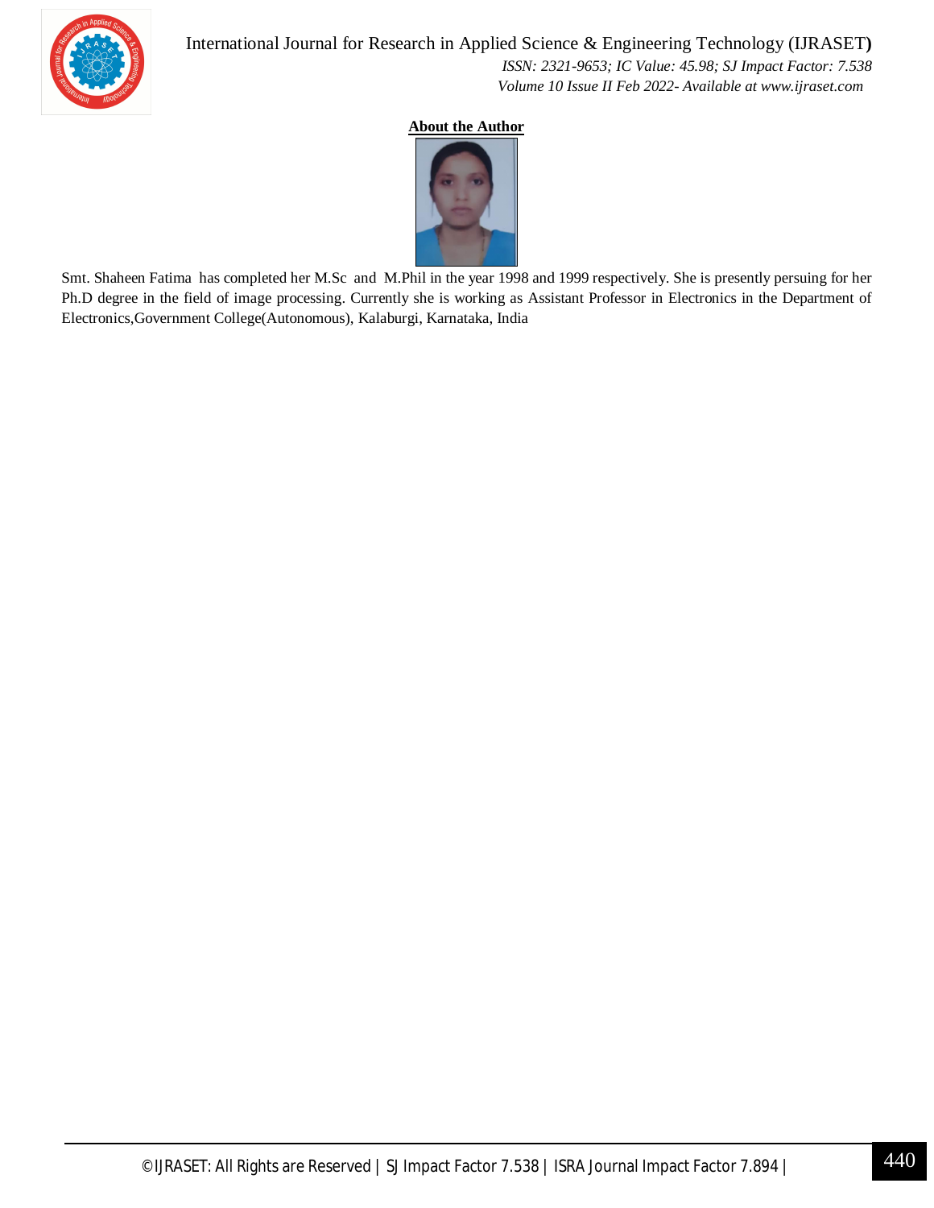**About the Author**

Smt. Shaheen Fatima has completed her M.Sc and M.Phil in the year 1998 and 1999 respectively. She is presently persuing for her Ph.D degree in the field of image processing. Currently she is working as Assistant Professor in Electronics in the Department of Electronics,Government College(Autonomous), Kalaburgi, Karnataka, India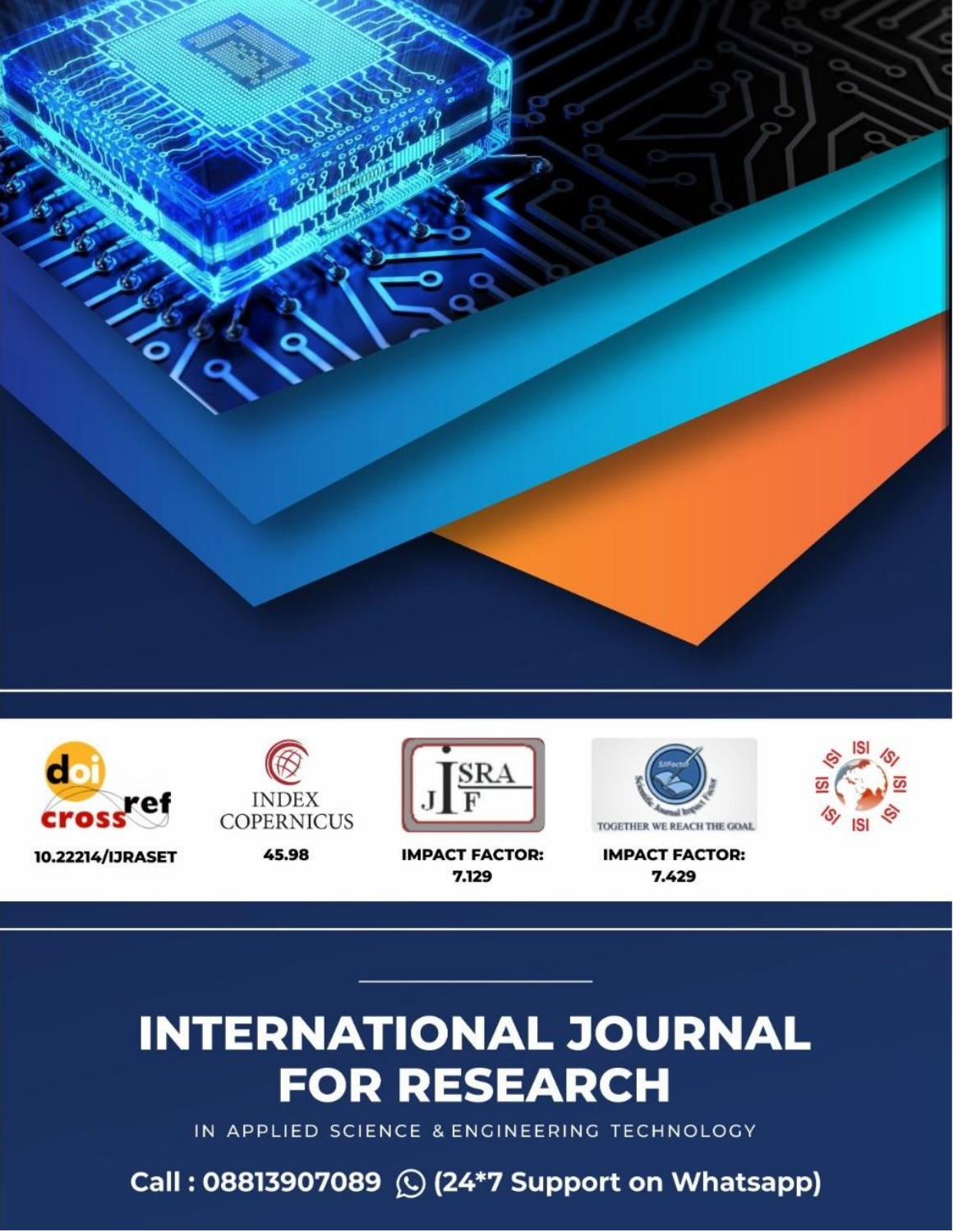10.22214/IJRASET

45.98

IMPACT FACTOR: 7.129

IMPACT FACTOR: 7.429

# INTERNATIONAL JOURNAL FOR RESEARCH

IN APPLIED SCIENCE & ENGINEERING TECHNOLOGY

Call : 08813907089 (24*7 Support on Whatsapp)